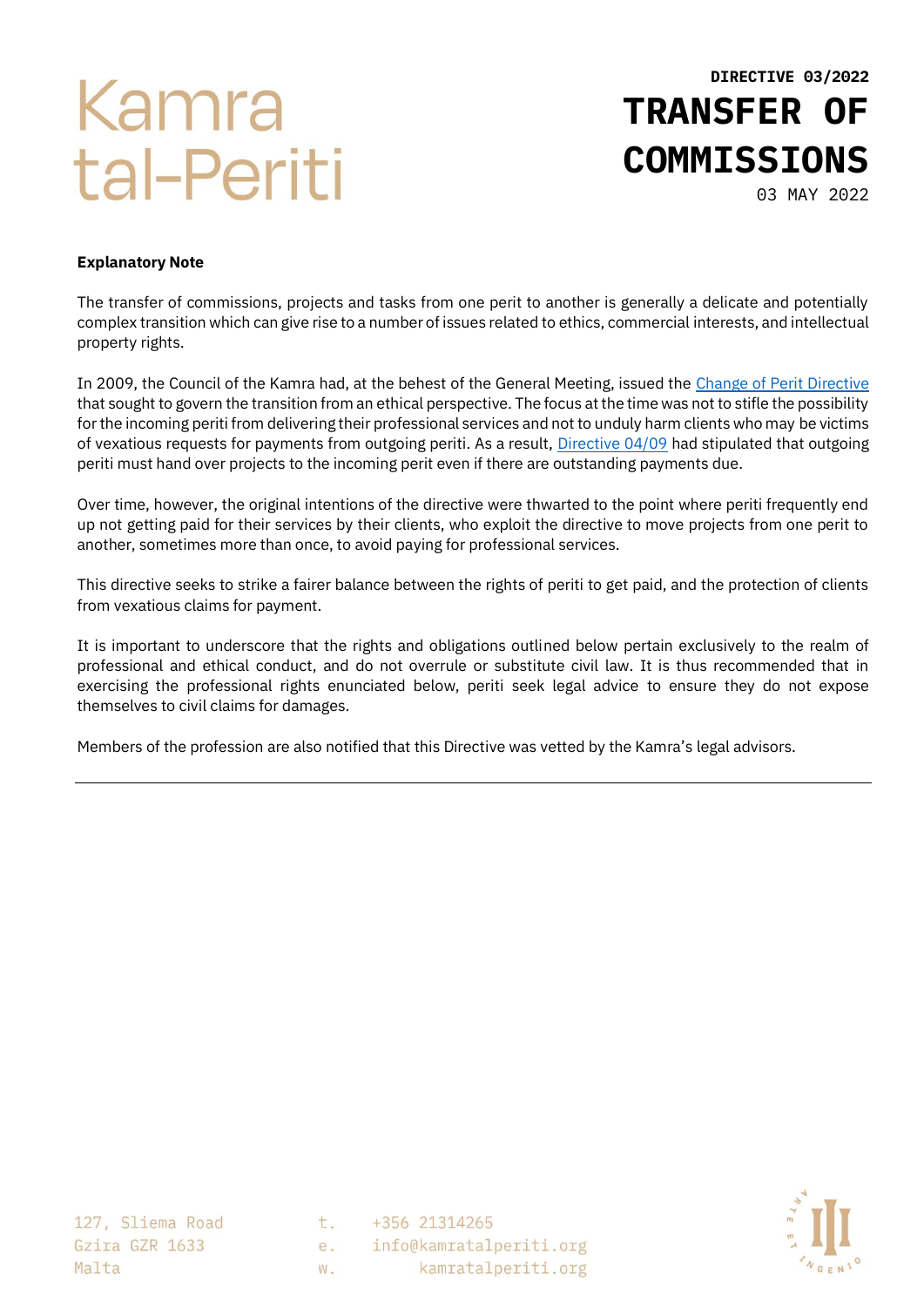Kamra tal-Periti

**DIRECTIVE 03/2022**

# TRANSFER OF COMMISSIONS

03 MAY 2022

**Explanatory Note**

The transfer of commissions, projects and tasks from one perit to another is generally a delicate and potentially complex transition which can give rise to a number of issues related to ethics, commercial interests, and intellectual property rights.

In 2009, the Council of the Kamra had, at the behest of the General Meeting, issued the Change of Perit Directive that sought to govern the transition from an ethical perspective. The focus at the time was not to stifle the possibility for the incoming periti from delivering their professional services and not to unduly harm clients who may be victims of vexatious requests for payments from outgoing periti. As a result, Directive 04/09 had stipulated that outgoing periti must hand over projects to the incoming perit even if there are outstanding payments due.

Over time, however, the original intentions of the directive were thwarted to the point where periti frequently end up not getting paid for their services by their clients, who exploit the directive to move projects from one perit to another, sometimes more than once, to avoid paying for professional services.

This directive seeks to strike a fairer balance between the rights of periti to get paid, and the protection of clients from vexatious claims for payment.

It is important to underscore that the rights and obligations outlined below pertain exclusively to the realm of professional and ethical conduct, and do not overrule or substitute civil law. It is thus recommended that in exercising the professional rights enunciated below, periti seek legal advice to ensure they do not expose themselves to civil claims for damages.

Members of the profession are also notified that this Directive was vetted by the Kamra's legal advisors.

---

127, Sliema Road
Gzira GZR 1633
Malta

t. +356 21314265
e. info@kamratalperiti.org
w. kamratalperiti.org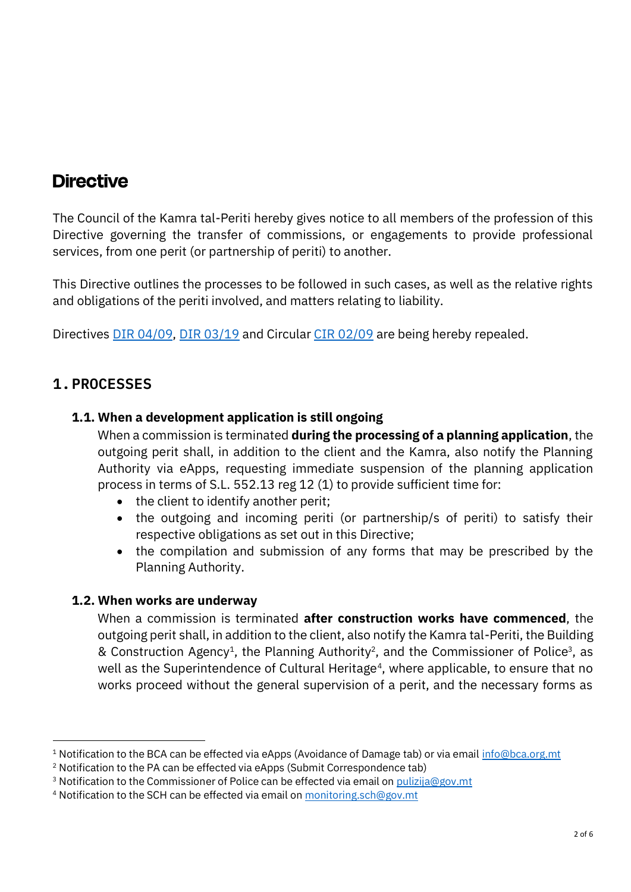# Directive

The Council of the Kamra tal-Periti hereby gives notice to all members of the profession of this Directive governing the transfer of commissions, or engagements to provide professional services, from one perit (or partnership of periti) to another.

This Directive outlines the processes to be followed in such cases, as well as the relative rights and obligations of the periti involved, and matters relating to liability.

Directives DIR 04/09, DIR 03/19 and Circular CIR 02/09 are being hereby repealed.

## 1. PROCESSES

### 1.1. When a development application is still ongoing

When a commission is terminated **during the processing of a planning application**, the outgoing perit shall, in addition to the client and the Kamra, also notify the Planning Authority via eApps, requesting immediate suspension of the planning application process in terms of S.L. 552.13 reg 12 (1) to provide sufficient time for:

- the client to identify another perit;
- the outgoing and incoming periti (or partnership/s of periti) to satisfy their respective obligations as set out in this Directive;
- the compilation and submission of any forms that may be prescribed by the Planning Authority.

### 1.2. When works are underway

When a commission is terminated **after construction works have commenced**, the outgoing perit shall, in addition to the client, also notify the Kamra tal-Periti, the Building & Construction Agency[1], the Planning Authority[2], and the Commissioner of Police[3], as well as the Superintendence of Cultural Heritage[4], where applicable, to ensure that no works proceed without the general supervision of a perit, and the necessary forms as

---

[1] Notification to the BCA can be effected via eApps (Avoidance of Damage tab) or via email info@bca.org.mt

[2] Notification to the PA can be effected via eApps (Submit Correspondence tab)

[3] Notification to the Commissioner of Police can be effected via email on pulizija@gov.mt

[4] Notification to the SCH can be effected via email on monitoring.sch@gov.mt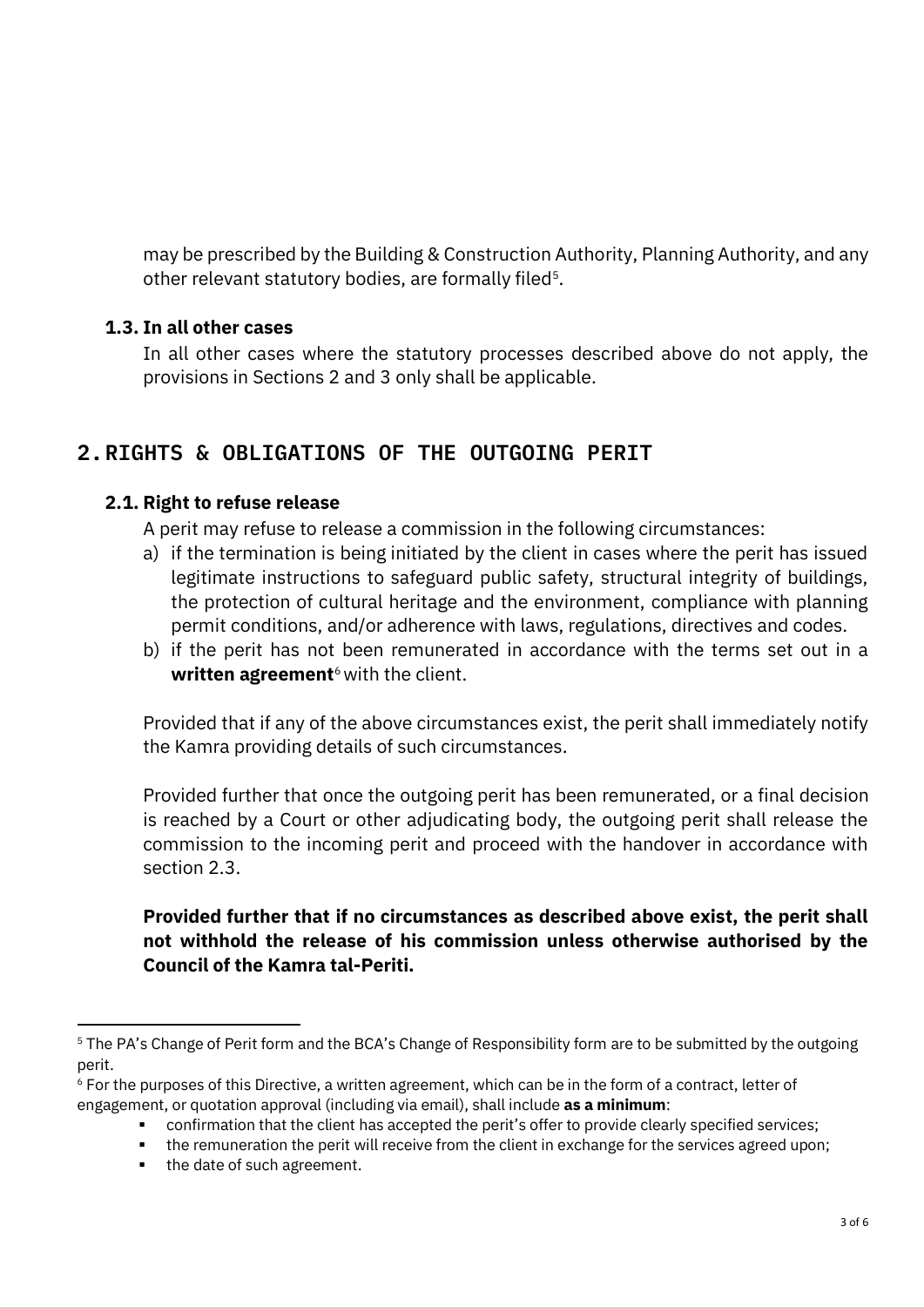may be prescribed by the Building & Construction Authority, Planning Authority, and any other relevant statutory bodies, are formally filed[5].

### 1.3. In all other cases

In all other cases where the statutory processes described above do not apply, the provisions in Sections 2 and 3 only shall be applicable.

## 2. RIGHTS & OBLIGATIONS OF THE OUTGOING PERIT

### 2.1. Right to refuse release

A perit may refuse to release a commission in the following circumstances:

a) if the termination is being initiated by the client in cases where the perit has issued legitimate instructions to safeguard public safety, structural integrity of buildings, the protection of cultural heritage and the environment, compliance with planning permit conditions, and/or adherence with laws, regulations, directives and codes.

b) if the perit has not been remunerated in accordance with the terms set out in a **written agreement**[6] with the client.

Provided that if any of the above circumstances exist, the perit shall immediately notify the Kamra providing details of such circumstances.

Provided further that once the outgoing perit has been remunerated, or a final decision is reached by a Court or other adjudicating body, the outgoing perit shall release the commission to the incoming perit and proceed with the handover in accordance with section 2.3.

**Provided further that if no circumstances as described above exist, the perit shall not withhold the release of his commission unless otherwise authorised by the Council of the Kamra tal-Periti.**

---

[5] The PA's Change of Perit form and the BCA's Change of Responsibility form are to be submitted by the outgoing perit.

[6] For the purposes of this Directive, a written agreement, which can be in the form of a contract, letter of engagement, or quotation approval (including via email), shall include **as a minimum**:

- confirmation that the client has accepted the perit's offer to provide clearly specified services;
- the remuneration the perit will receive from the client in exchange for the services agreed upon;
- the date of such agreement.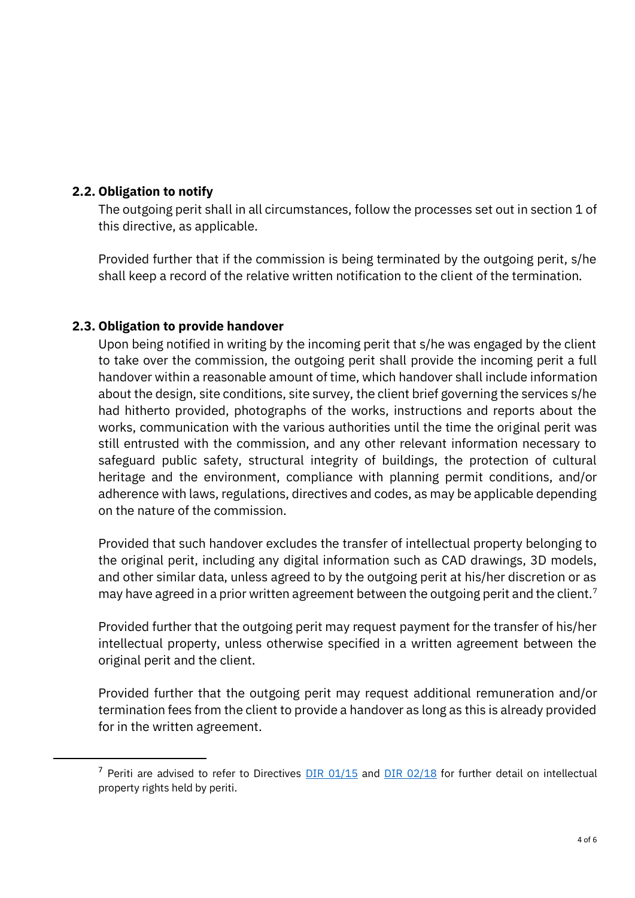### 2.2. Obligation to notify

The outgoing perit shall in all circumstances, follow the processes set out in section 1 of this directive, as applicable.

Provided further that if the commission is being terminated by the outgoing perit, s/he shall keep a record of the relative written notification to the client of the termination.

### 2.3. Obligation to provide handover

Upon being notified in writing by the incoming perit that s/he was engaged by the client to take over the commission, the outgoing perit shall provide the incoming perit a full handover within a reasonable amount of time, which handover shall include information about the design, site conditions, site survey, the client brief governing the services s/he had hitherto provided, photographs of the works, instructions and reports about the works, communication with the various authorities until the time the original perit was still entrusted with the commission, and any other relevant information necessary to safeguard public safety, structural integrity of buildings, the protection of cultural heritage and the environment, compliance with planning permit conditions, and/or adherence with laws, regulations, directives and codes, as may be applicable depending on the nature of the commission.

Provided that such handover excludes the transfer of intellectual property belonging to the original perit, including any digital information such as CAD drawings, 3D models, and other similar data, unless agreed to by the outgoing perit at his/her discretion or as may have agreed in a prior written agreement between the outgoing perit and the client.[7]

Provided further that the outgoing perit may request payment for the transfer of his/her intellectual property, unless otherwise specified in a written agreement between the original perit and the client.

Provided further that the outgoing perit may request additional remuneration and/or termination fees from the client to provide a handover as long as this is already provided for in the written agreement.

---

[7] Periti are advised to refer to Directives DIR 01/15 and DIR 02/18 for further detail on intellectual property rights held by periti.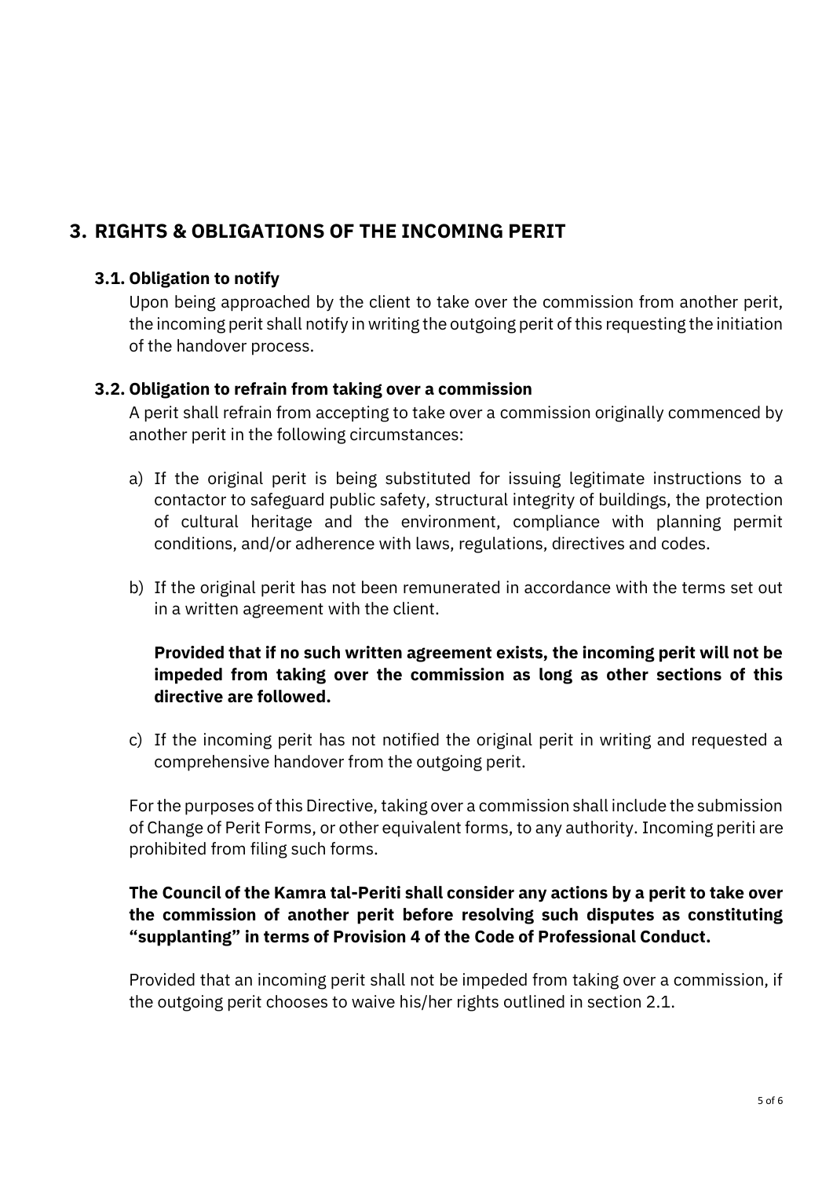## 3. RIGHTS & OBLIGATIONS OF THE INCOMING PERIT

### 3.1. Obligation to notify

Upon being approached by the client to take over the commission from another perit, the incoming perit shall notify in writing the outgoing perit of this requesting the initiation of the handover process.

### 3.2. Obligation to refrain from taking over a commission

A perit shall refrain from accepting to take over a commission originally commenced by another perit in the following circumstances:

a) If the original perit is being substituted for issuing legitimate instructions to a contactor to safeguard public safety, structural integrity of buildings, the protection of cultural heritage and the environment, compliance with planning permit conditions, and/or adherence with laws, regulations, directives and codes.

b) If the original perit has not been remunerated in accordance with the terms set out in a written agreement with the client.

   **Provided that if no such written agreement exists, the incoming perit will not be impeded from taking over the commission as long as other sections of this directive are followed.**

c) If the incoming perit has not notified the original perit in writing and requested a comprehensive handover from the outgoing perit.

For the purposes of this Directive, taking over a commission shall include the submission of Change of Perit Forms, or other equivalent forms, to any authority. Incoming periti are prohibited from filing such forms.

**The Council of the Kamra tal-Periti shall consider any actions by a perit to take over the commission of another perit before resolving such disputes as constituting "supplanting" in terms of Provision 4 of the Code of Professional Conduct.**

Provided that an incoming perit shall not be impeded from taking over a commission, if the outgoing perit chooses to waive his/her rights outlined in section 2.1.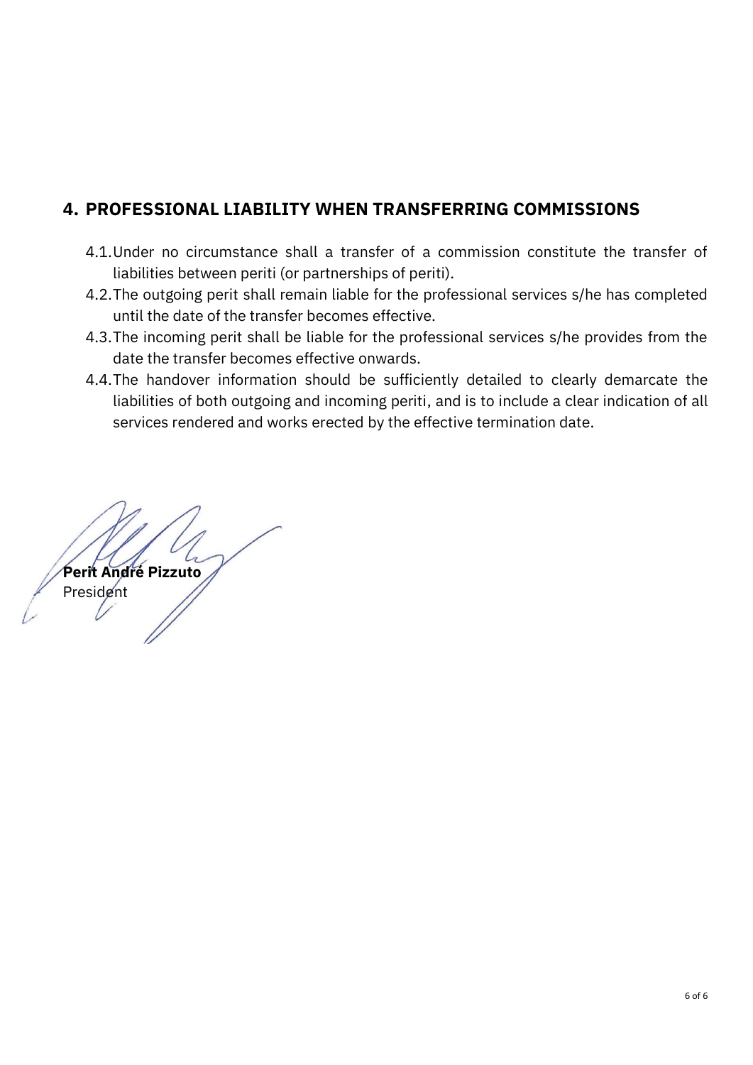## 4. PROFESSIONAL LIABILITY WHEN TRANSFERRING COMMISSIONS

4.1. Under no circumstance shall a transfer of a commission constitute the transfer of liabilities between periti (or partnerships of periti).

4.2. The outgoing perit shall remain liable for the professional services s/he has completed until the date of the transfer becomes effective.

4.3. The incoming perit shall be liable for the professional services s/he provides from the date the transfer becomes effective onwards.

4.4. The handover information should be sufficiently detailed to clearly demarcate the liabilities of both outgoing and incoming periti, and is to include a clear indication of all services rendered and works erected by the effective termination date.

**Perit André Pizzuto**
President